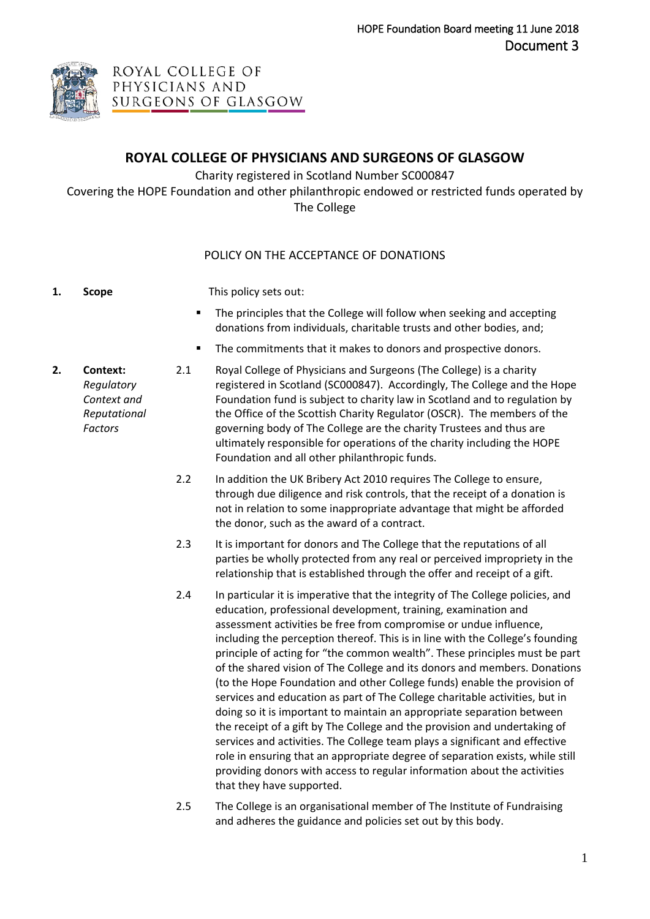HOPE Foundation Board meeting 11 June 2018
Document 3

ROYAL COLLEGE OF PHYSICIANS AND SURGEONS OF GLASGOW

# ROYAL COLLEGE OF PHYSICIANS AND SURGEONS OF GLASGOW

Charity registered in Scotland Number SC000847

Covering the HOPE Foundation and other philanthropic endowed or restricted funds operated by The College

## POLICY ON THE ACCEPTANCE OF DONATIONS

**1. Scope**

This policy sets out:

- The principles that the College will follow when seeking and accepting donations from individuals, charitable trusts and other bodies, and;
- The commitments that it makes to donors and prospective donors.

**2. Context:** *Regulatory Context and Reputational Factors*

2.1 Royal College of Physicians and Surgeons (The College) is a charity registered in Scotland (SC000847). Accordingly, The College and the Hope Foundation fund is subject to charity law in Scotland and to regulation by the Office of the Scottish Charity Regulator (OSCR). The members of the governing body of The College are the charity Trustees and thus are ultimately responsible for operations of the charity including the HOPE Foundation and all other philanthropic funds.

2.2 In addition the UK Bribery Act 2010 requires The College to ensure, through due diligence and risk controls, that the receipt of a donation is not in relation to some inappropriate advantage that might be afforded the donor, such as the award of a contract.

2.3 It is important for donors and The College that the reputations of all parties be wholly protected from any real or perceived impropriety in the relationship that is established through the offer and receipt of a gift.

2.4 In particular it is imperative that the integrity of The College policies, and education, professional development, training, examination and assessment activities be free from compromise or undue influence, including the perception thereof. This is in line with the College's founding principle of acting for "the common wealth". These principles must be part of the shared vision of The College and its donors and members. Donations (to the Hope Foundation and other College funds) enable the provision of services and education as part of The College charitable activities, but in doing so it is important to maintain an appropriate separation between the receipt of a gift by The College and the provision and undertaking of services and activities. The College team plays a significant and effective role in ensuring that an appropriate degree of separation exists, while still providing donors with access to regular information about the activities that they have supported.

2.5 The College is an organisational member of The Institute of Fundraising and adheres the guidance and policies set out by this body.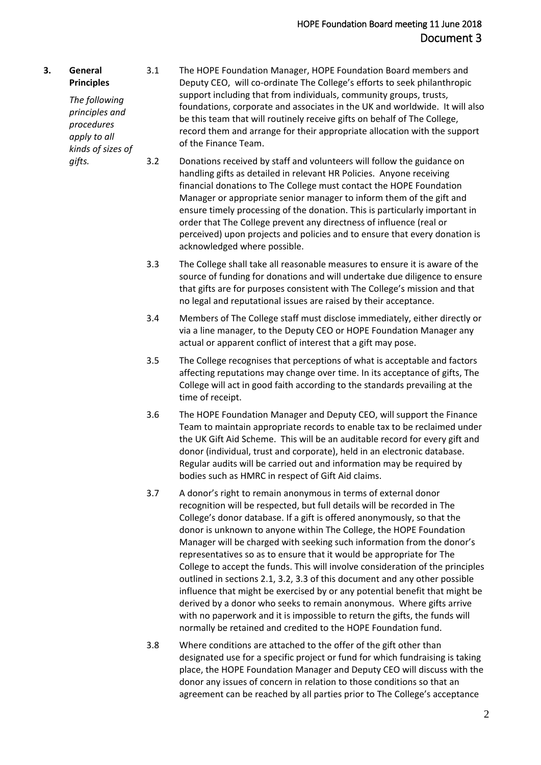## 3. General Principles

*The following principles and procedures apply to all kinds of sizes of gifts.*

3.1 The HOPE Foundation Manager, HOPE Foundation Board members and Deputy CEO, will co-ordinate The College's efforts to seek philanthropic support including that from individuals, community groups, trusts, foundations, corporate and associates in the UK and worldwide. It will also be this team that will routinely receive gifts on behalf of The College, record them and arrange for their appropriate allocation with the support of the Finance Team.

3.2 Donations received by staff and volunteers will follow the guidance on handling gifts as detailed in relevant HR Policies. Anyone receiving financial donations to The College must contact the HOPE Foundation Manager or appropriate senior manager to inform them of the gift and ensure timely processing of the donation. This is particularly important in order that The College prevent any directness of influence (real or perceived) upon projects and policies and to ensure that every donation is acknowledged where possible.

3.3 The College shall take all reasonable measures to ensure it is aware of the source of funding for donations and will undertake due diligence to ensure that gifts are for purposes consistent with The College's mission and that no legal and reputational issues are raised by their acceptance.

3.4 Members of The College staff must disclose immediately, either directly or via a line manager, to the Deputy CEO or HOPE Foundation Manager any actual or apparent conflict of interest that a gift may pose.

3.5 The College recognises that perceptions of what is acceptable and factors affecting reputations may change over time. In its acceptance of gifts, The College will act in good faith according to the standards prevailing at the time of receipt.

3.6 The HOPE Foundation Manager and Deputy CEO, will support the Finance Team to maintain appropriate records to enable tax to be reclaimed under the UK Gift Aid Scheme. This will be an auditable record for every gift and donor (individual, trust and corporate), held in an electronic database. Regular audits will be carried out and information may be required by bodies such as HMRC in respect of Gift Aid claims.

3.7 A donor's right to remain anonymous in terms of external donor recognition will be respected, but full details will be recorded in The College's donor database. If a gift is offered anonymously, so that the donor is unknown to anyone within The College, the HOPE Foundation Manager will be charged with seeking such information from the donor's representatives so as to ensure that it would be appropriate for The College to accept the funds. This will involve consideration of the principles outlined in sections 2.1, 3.2, 3.3 of this document and any other possible influence that might be exercised by or any potential benefit that might be derived by a donor who seeks to remain anonymous. Where gifts arrive with no paperwork and it is impossible to return the gifts, the funds will normally be retained and credited to the HOPE Foundation fund.

3.8 Where conditions are attached to the offer of the gift other than designated use for a specific project or fund for which fundraising is taking place, the HOPE Foundation Manager and Deputy CEO will discuss with the donor any issues of concern in relation to those conditions so that an agreement can be reached by all parties prior to The College's acceptance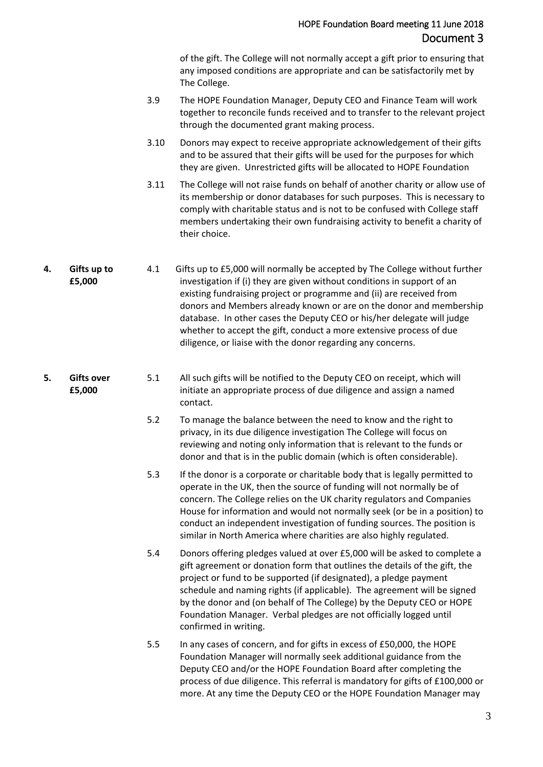of the gift. The College will not normally accept a gift prior to ensuring that any imposed conditions are appropriate and can be satisfactorily met by The College.

3.9 The HOPE Foundation Manager, Deputy CEO and Finance Team will work together to reconcile funds received and to transfer to the relevant project through the documented grant making process.

3.10 Donors may expect to receive appropriate acknowledgement of their gifts and to be assured that their gifts will be used for the purposes for which they are given. Unrestricted gifts will be allocated to HOPE Foundation

3.11 The College will not raise funds on behalf of another charity or allow use of its membership or donor databases for such purposes. This is necessary to comply with charitable status and is not to be confused with College staff members undertaking their own fundraising activity to benefit a charity of their choice.

## 4. Gifts up to £5,000

4.1 Gifts up to £5,000 will normally be accepted by The College without further investigation if (i) they are given without conditions in support of an existing fundraising project or programme and (ii) are received from donors and Members already known or are on the donor and membership database. In other cases the Deputy CEO or his/her delegate will judge whether to accept the gift, conduct a more extensive process of due diligence, or liaise with the donor regarding any concerns.

## 5. Gifts over £5,000

5.1 All such gifts will be notified to the Deputy CEO on receipt, which will initiate an appropriate process of due diligence and assign a named contact.

5.2 To manage the balance between the need to know and the right to privacy, in its due diligence investigation The College will focus on reviewing and noting only information that is relevant to the funds or donor and that is in the public domain (which is often considerable).

5.3 If the donor is a corporate or charitable body that is legally permitted to operate in the UK, then the source of funding will not normally be of concern. The College relies on the UK charity regulators and Companies House for information and would not normally seek (or be in a position) to conduct an independent investigation of funding sources. The position is similar in North America where charities are also highly regulated.

5.4 Donors offering pledges valued at over £5,000 will be asked to complete a gift agreement or donation form that outlines the details of the gift, the project or fund to be supported (if designated), a pledge payment schedule and naming rights (if applicable). The agreement will be signed by the donor and (on behalf of The College) by the Deputy CEO or HOPE Foundation Manager. Verbal pledges are not officially logged until confirmed in writing.

5.5 In any cases of concern, and for gifts in excess of £50,000, the HOPE Foundation Manager will normally seek additional guidance from the Deputy CEO and/or the HOPE Foundation Board after completing the process of due diligence. This referral is mandatory for gifts of £100,000 or more. At any time the Deputy CEO or the HOPE Foundation Manager may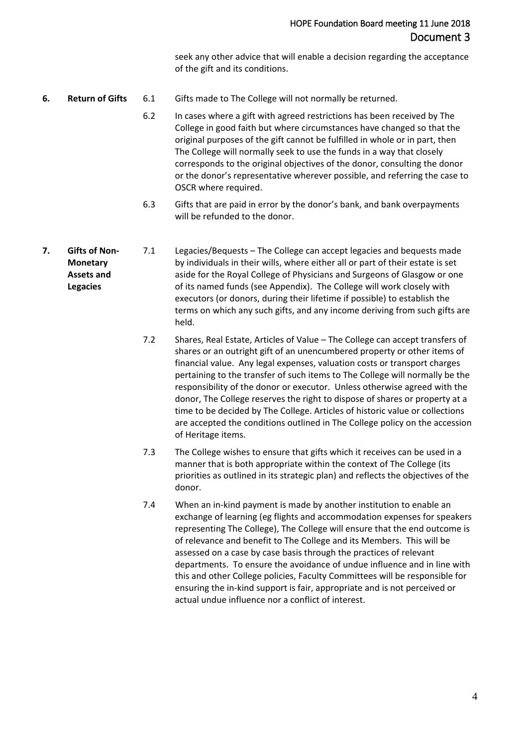seek any other advice that will enable a decision regarding the acceptance of the gift and its conditions.

## 6. Return of Gifts

6.1 Gifts made to The College will not normally be returned.

6.2 In cases where a gift with agreed restrictions has been received by The College in good faith but where circumstances have changed so that the original purposes of the gift cannot be fulfilled in whole or in part, then The College will normally seek to use the funds in a way that closely corresponds to the original objectives of the donor, consulting the donor or the donor's representative wherever possible, and referring the case to OSCR where required.

6.3 Gifts that are paid in error by the donor's bank, and bank overpayments will be refunded to the donor.

## 7. Gifts of Non-Monetary Assets and Legacies

7.1 Legacies/Bequests – The College can accept legacies and bequests made by individuals in their wills, where either all or part of their estate is set aside for the Royal College of Physicians and Surgeons of Glasgow or one of its named funds (see Appendix). The College will work closely with executors (or donors, during their lifetime if possible) to establish the terms on which any such gifts, and any income deriving from such gifts are held.

7.2 Shares, Real Estate, Articles of Value – The College can accept transfers of shares or an outright gift of an unencumbered property or other items of financial value. Any legal expenses, valuation costs or transport charges pertaining to the transfer of such items to The College will normally be the responsibility of the donor or executor. Unless otherwise agreed with the donor, The College reserves the right to dispose of shares or property at a time to be decided by The College. Articles of historic value or collections are accepted the conditions outlined in The College policy on the accession of Heritage items.

7.3 The College wishes to ensure that gifts which it receives can be used in a manner that is both appropriate within the context of The College (its priorities as outlined in its strategic plan) and reflects the objectives of the donor.

7.4 When an in-kind payment is made by another institution to enable an exchange of learning (eg flights and accommodation expenses for speakers representing The College), The College will ensure that the end outcome is of relevance and benefit to The College and its Members. This will be assessed on a case by case basis through the practices of relevant departments. To ensure the avoidance of undue influence and in line with this and other College policies, Faculty Committees will be responsible for ensuring the in-kind support is fair, appropriate and is not perceived or actual undue influence nor a conflict of interest.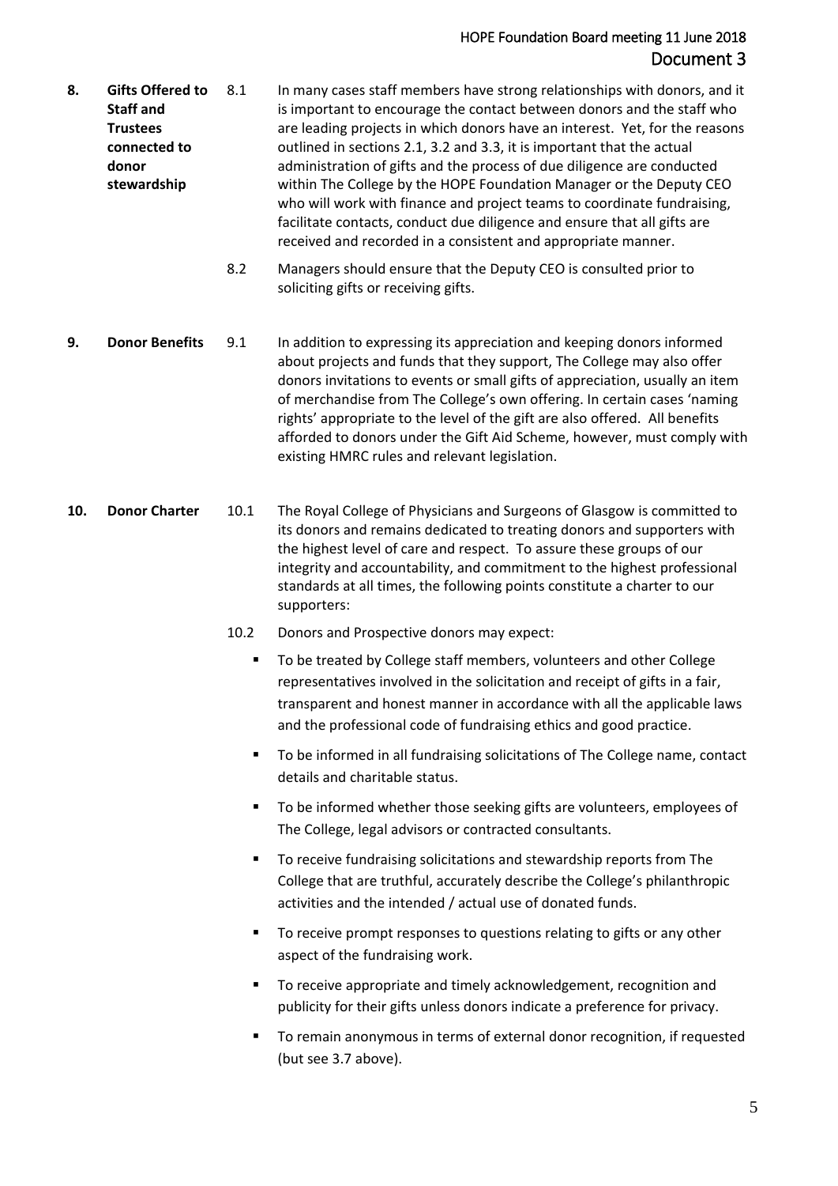## 8. Gifts Offered to Staff and Trustees connected to donor stewardship

8.1 In many cases staff members have strong relationships with donors, and it is important to encourage the contact between donors and the staff who are leading projects in which donors have an interest. Yet, for the reasons outlined in sections 2.1, 3.2 and 3.3, it is important that the actual administration of gifts and the process of due diligence are conducted within The College by the HOPE Foundation Manager or the Deputy CEO who will work with finance and project teams to coordinate fundraising, facilitate contacts, conduct due diligence and ensure that all gifts are received and recorded in a consistent and appropriate manner.

8.2 Managers should ensure that the Deputy CEO is consulted prior to soliciting gifts or receiving gifts.

## 9. Donor Benefits

9.1 In addition to expressing its appreciation and keeping donors informed about projects and funds that they support, The College may also offer donors invitations to events or small gifts of appreciation, usually an item of merchandise from The College's own offering. In certain cases 'naming rights' appropriate to the level of the gift are also offered. All benefits afforded to donors under the Gift Aid Scheme, however, must comply with existing HMRC rules and relevant legislation.

## 10. Donor Charter

10.1 The Royal College of Physicians and Surgeons of Glasgow is committed to its donors and remains dedicated to treating donors and supporters with the highest level of care and respect. To assure these groups of our integrity and accountability, and commitment to the highest professional standards at all times, the following points constitute a charter to our supporters:

10.2 Donors and Prospective donors may expect:

- To be treated by College staff members, volunteers and other College representatives involved in the solicitation and receipt of gifts in a fair, transparent and honest manner in accordance with all the applicable laws and the professional code of fundraising ethics and good practice.
- To be informed in all fundraising solicitations of The College name, contact details and charitable status.
- To be informed whether those seeking gifts are volunteers, employees of The College, legal advisors or contracted consultants.
- To receive fundraising solicitations and stewardship reports from The College that are truthful, accurately describe the College's philanthropic activities and the intended / actual use of donated funds.
- To receive prompt responses to questions relating to gifts or any other aspect of the fundraising work.
- To receive appropriate and timely acknowledgement, recognition and publicity for their gifts unless donors indicate a preference for privacy.
- To remain anonymous in terms of external donor recognition, if requested (but see 3.7 above).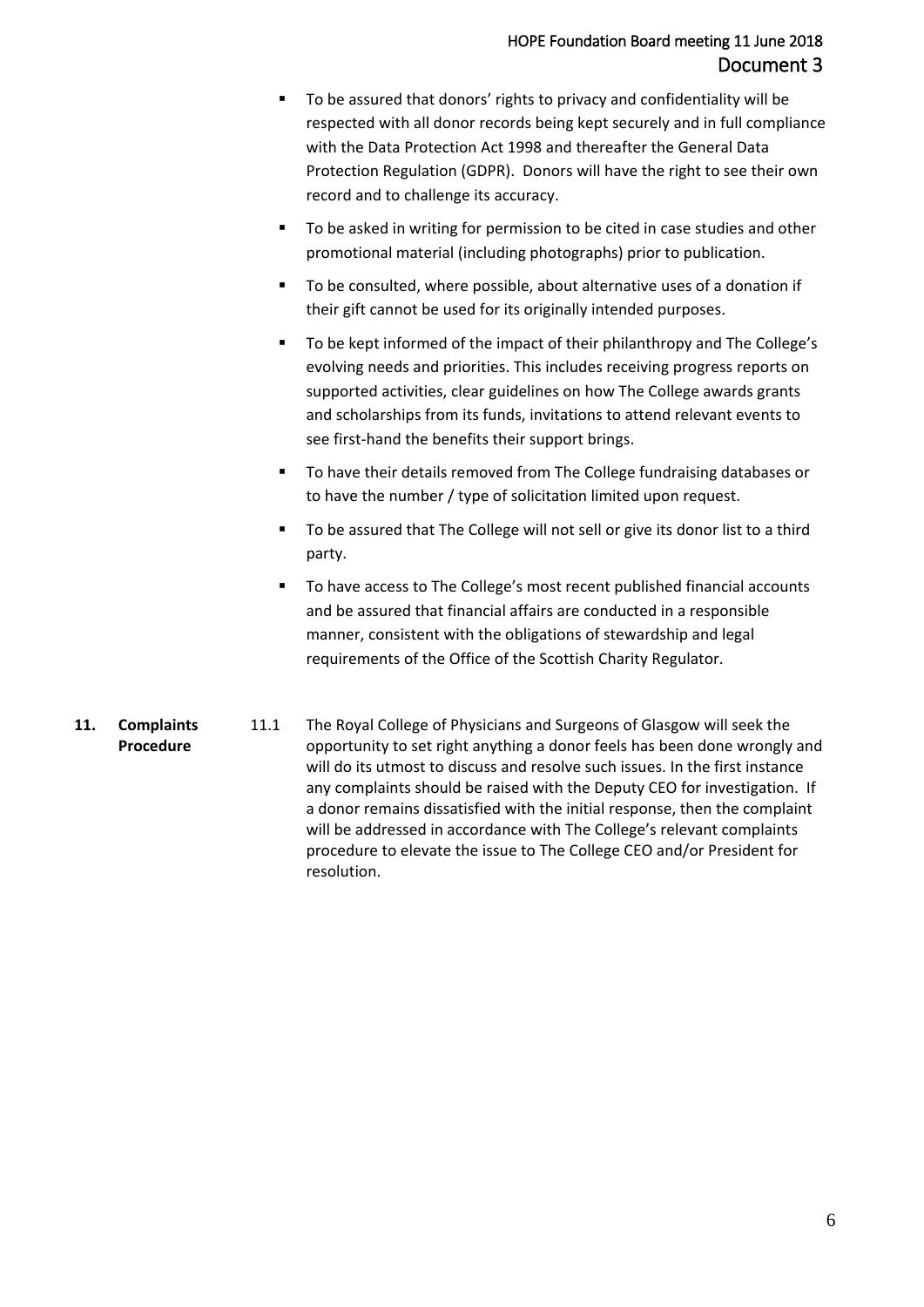- To be assured that donors' rights to privacy and confidentiality will be respected with all donor records being kept securely and in full compliance with the Data Protection Act 1998 and thereafter the General Data Protection Regulation (GDPR). Donors will have the right to see their own record and to challenge its accuracy.
- To be asked in writing for permission to be cited in case studies and other promotional material (including photographs) prior to publication.
- To be consulted, where possible, about alternative uses of a donation if their gift cannot be used for its originally intended purposes.
- To be kept informed of the impact of their philanthropy and The College's evolving needs and priorities. This includes receiving progress reports on supported activities, clear guidelines on how The College awards grants and scholarships from its funds, invitations to attend relevant events to see first-hand the benefits their support brings.
- To have their details removed from The College fundraising databases or to have the number / type of solicitation limited upon request.
- To be assured that The College will not sell or give its donor list to a third party.
- To have access to The College's most recent published financial accounts and be assured that financial affairs are conducted in a responsible manner, consistent with the obligations of stewardship and legal requirements of the Office of the Scottish Charity Regulator.

## 11. Complaints Procedure

11.1 The Royal College of Physicians and Surgeons of Glasgow will seek the opportunity to set right anything a donor feels has been done wrongly and will do its utmost to discuss and resolve such issues. In the first instance any complaints should be raised with the Deputy CEO for investigation. If a donor remains dissatisfied with the initial response, then the complaint will be addressed in accordance with The College's relevant complaints procedure to elevate the issue to The College CEO and/or President for resolution.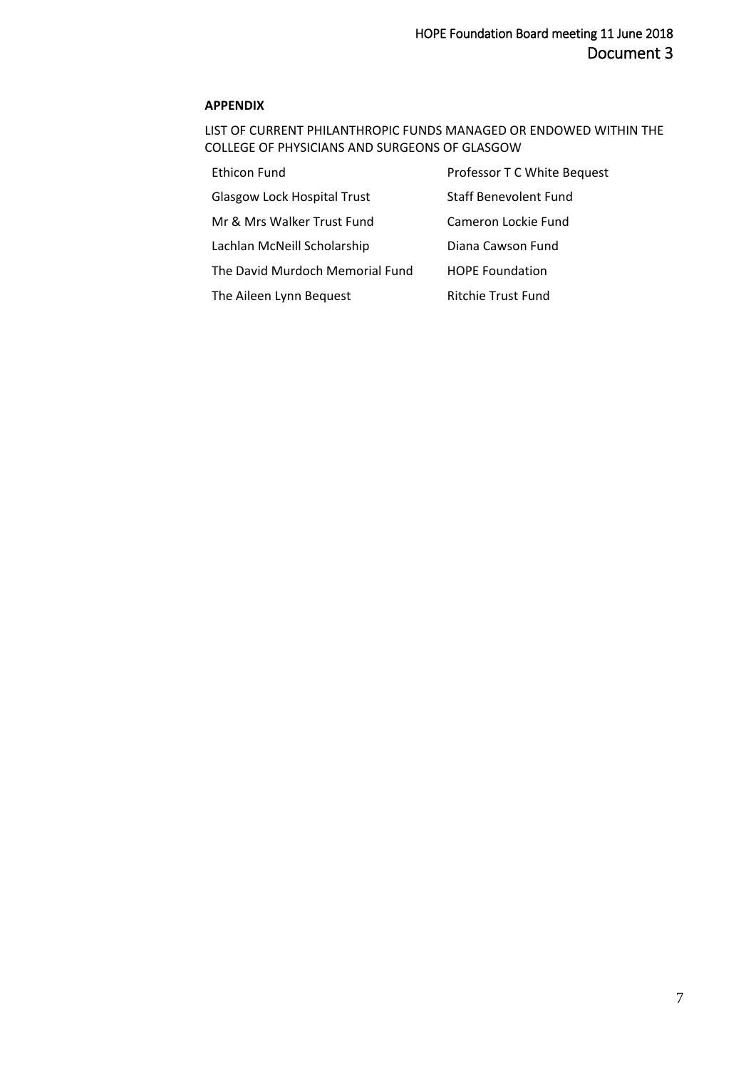**APPENDIX**

LIST OF CURRENT PHILANTHROPIC FUNDS MANAGED OR ENDOWED WITHIN THE COLLEGE OF PHYSICIANS AND SURGEONS OF GLASGOW

| | |
|---|---|
| Ethicon Fund | Professor T C White Bequest |
| Glasgow Lock Hospital Trust | Staff Benevolent Fund |
| Mr & Mrs Walker Trust Fund | Cameron Lockie Fund |
| Lachlan McNeill Scholarship | Diana Cawson Fund |
| The David Murdoch Memorial Fund | HOPE Foundation |
| The Aileen Lynn Bequest | Ritchie Trust Fund |